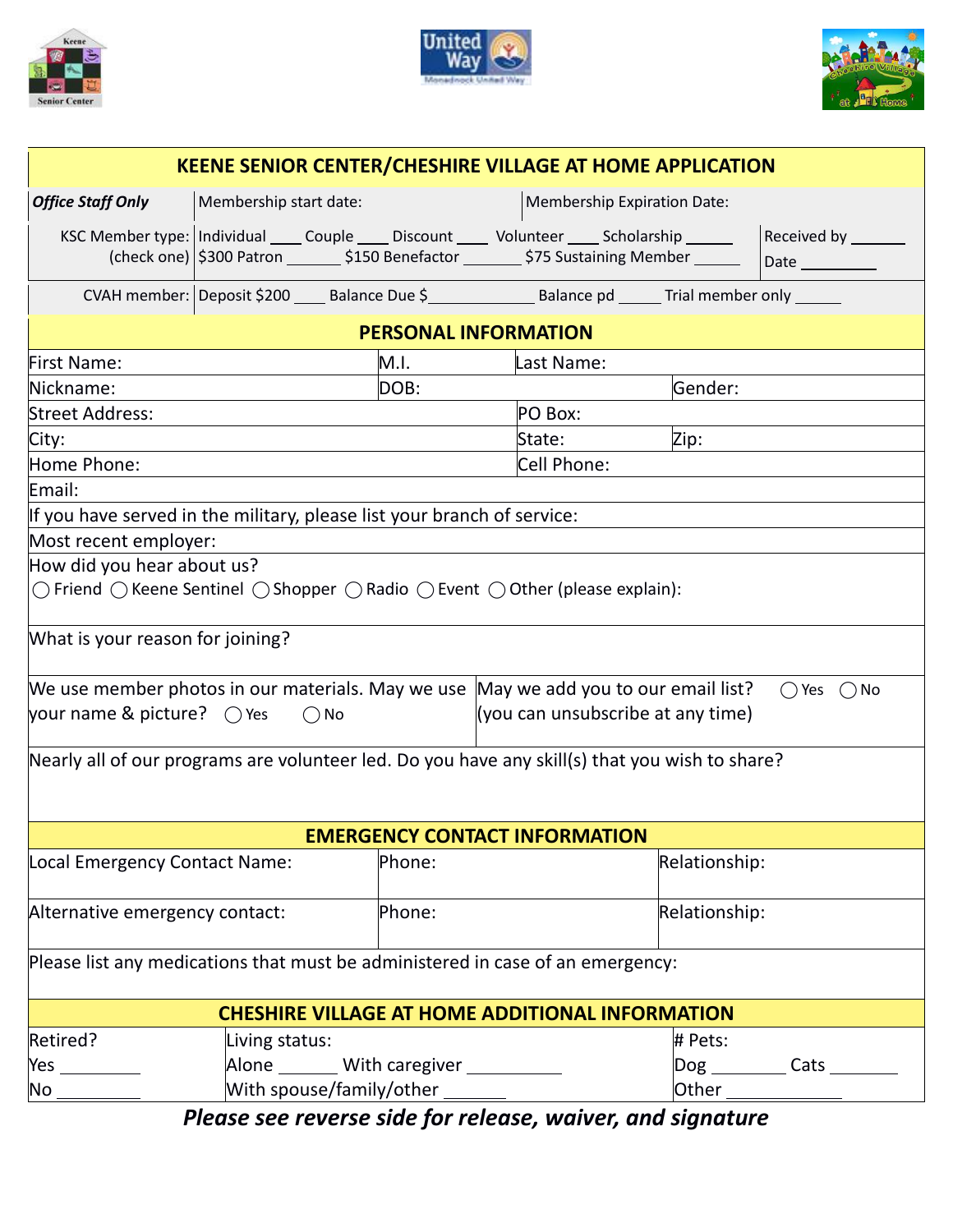# KEENE SENIOR CENTER/CHESHIRE VILLAGE AT HOME APPLICATION

| *Office Staff Only* | Membership start date: | Membership Expiration Date: | |
|---|---|---|---|
| KSC Member type: (check one) | Individual ____ Couple ____ Discount ____ Volunteer ____ Scholarship _____ $300 Patron ______ $150 Benefactor ______ $75 Sustaining Member _____ | | Received by ______ Date _________ |
| CVAH member: | Deposit $200 ____ Balance Due $____________ Balance pd _____ Trial member only _____ | | |

## PERSONAL INFORMATION

| First Name: | M.I. | Last Name: | |
|---|---|---|---|
| Nickname: | DOB: | | Gender: |
| Street Address: | | PO Box: | |
| City: | | State: | Zip: |
| Home Phone: | | Cell Phone: | |

Email:

If you have served in the military, please list your branch of service:

Most recent employer:

How did you hear about us?
◯ Friend ◯ Keene Sentinel ◯ Shopper ◯ Radio ◯ Event ◯ Other (please explain):

What is your reason for joining?

We use member photos in our materials. May we use your name & picture? ◯ Yes ◯ No

May we add you to our email list? ◯ Yes ◯ No
(you can unsubscribe at any time)

Nearly all of our programs are volunteer led. Do you have any skill(s) that you wish to share?

## EMERGENCY CONTACT INFORMATION

| Local Emergency Contact Name: | Phone: | Relationship: |
|---|---|---|
| Alternative emergency contact: | Phone: | Relationship: |

Please list any medications that must be administered in case of an emergency:

## CHESHIRE VILLAGE AT HOME ADDITIONAL INFORMATION

| Retired? | Living status: | # Pets: |
|---|---|---|
| Yes ________ | Alone ______ With caregiver __________ | Dog ________ Cats _______ |
| No ________ | With spouse/family/other ______ | Other ___________ |

***Please see reverse side for release, waiver, and signature***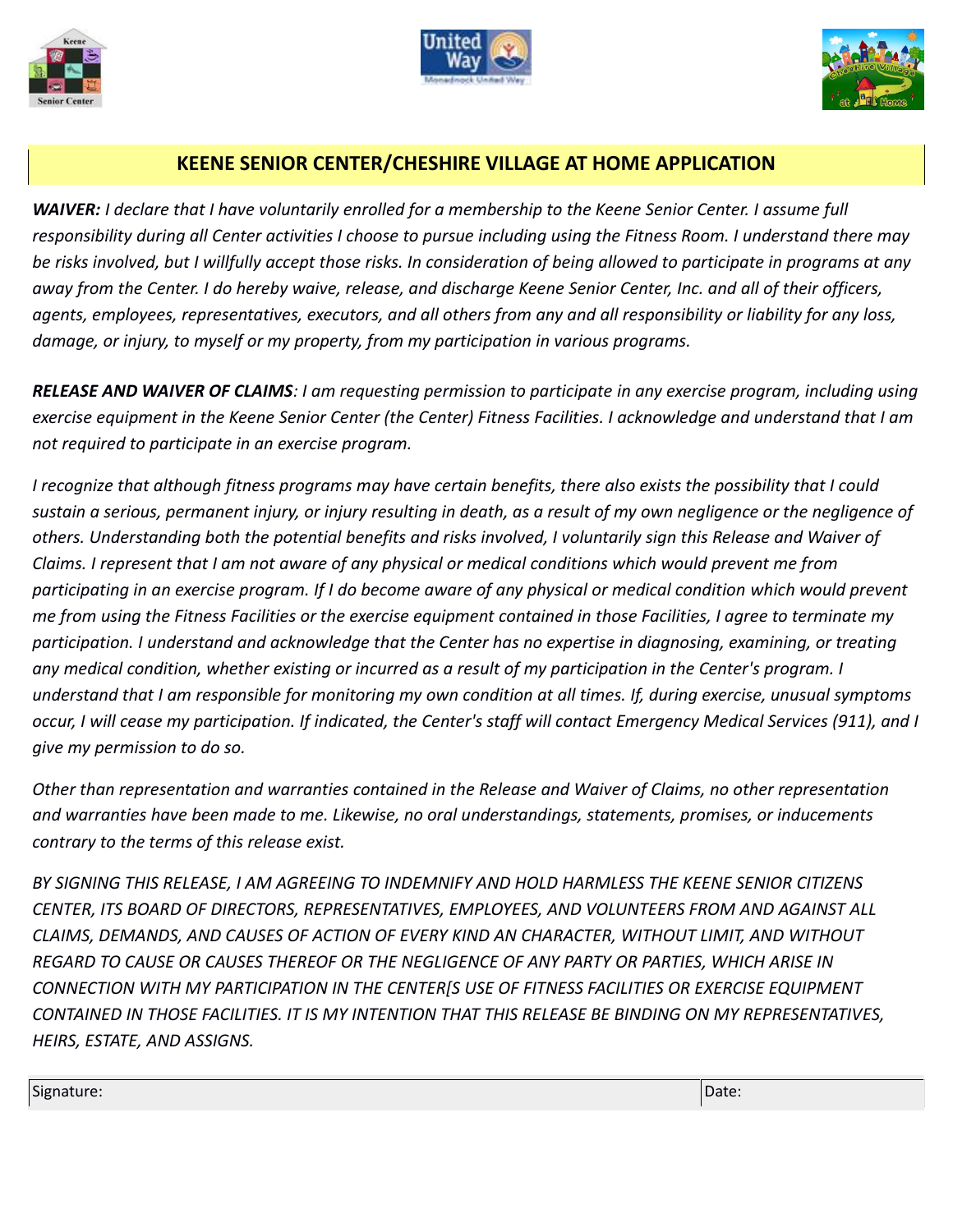## KEENE SENIOR CENTER/CHESHIRE VILLAGE AT HOME APPLICATION

***WAIVER:*** *I declare that I have voluntarily enrolled for a membership to the Keene Senior Center. I assume full responsibility during all Center activities I choose to pursue including using the Fitness Room. I understand there may be risks involved, but I willfully accept those risks. In consideration of being allowed to participate in programs at any away from the Center. I do hereby waive, release, and discharge Keene Senior Center, Inc. and all of their officers, agents, employees, representatives, executors, and all others from any and all responsibility or liability for any loss, damage, or injury, to myself or my property, from my participation in various programs.*

***RELEASE AND WAIVER OF CLAIMS****: I am requesting permission to participate in any exercise program, including using exercise equipment in the Keene Senior Center (the Center) Fitness Facilities. I acknowledge and understand that I am not required to participate in an exercise program.*

*I recognize that although fitness programs may have certain benefits, there also exists the possibility that I could sustain a serious, permanent injury, or injury resulting in death, as a result of my own negligence or the negligence of others. Understanding both the potential benefits and risks involved, I voluntarily sign this Release and Waiver of Claims. I represent that I am not aware of any physical or medical conditions which would prevent me from participating in an exercise program. If I do become aware of any physical or medical condition which would prevent me from using the Fitness Facilities or the exercise equipment contained in those Facilities, I agree to terminate my participation. I understand and acknowledge that the Center has no expertise in diagnosing, examining, or treating any medical condition, whether existing or incurred as a result of my participation in the Center's program. I understand that I am responsible for monitoring my own condition at all times. If, during exercise, unusual symptoms occur, I will cease my participation. If indicated, the Center's staff will contact Emergency Medical Services (911), and I give my permission to do so.*

*Other than representation and warranties contained in the Release and Waiver of Claims, no other representation and warranties have been made to me. Likewise, no oral understandings, statements, promises, or inducements contrary to the terms of this release exist.*

*BY SIGNING THIS RELEASE, I AM AGREEING TO INDEMNIFY AND HOLD HARMLESS THE KEENE SENIOR CITIZENS CENTER, ITS BOARD OF DIRECTORS, REPRESENTATIVES, EMPLOYEES, AND VOLUNTEERS FROM AND AGAINST ALL CLAIMS, DEMANDS, AND CAUSES OF ACTION OF EVERY KIND AN CHARACTER, WITHOUT LIMIT, AND WITHOUT REGARD TO CAUSE OR CAUSES THEREOF OR THE NEGLIGENCE OF ANY PARTY OR PARTIES, WHICH ARISE IN CONNECTION WITH MY PARTICIPATION IN THE CENTER[S USE OF FITNESS FACILITIES OR EXERCISE EQUIPMENT CONTAINED IN THOSE FACILITIES. IT IS MY INTENTION THAT THIS RELEASE BE BINDING ON MY REPRESENTATIVES, HEIRS, ESTATE, AND ASSIGNS.*

| | |
|---|---|
| Signature: | Date: |